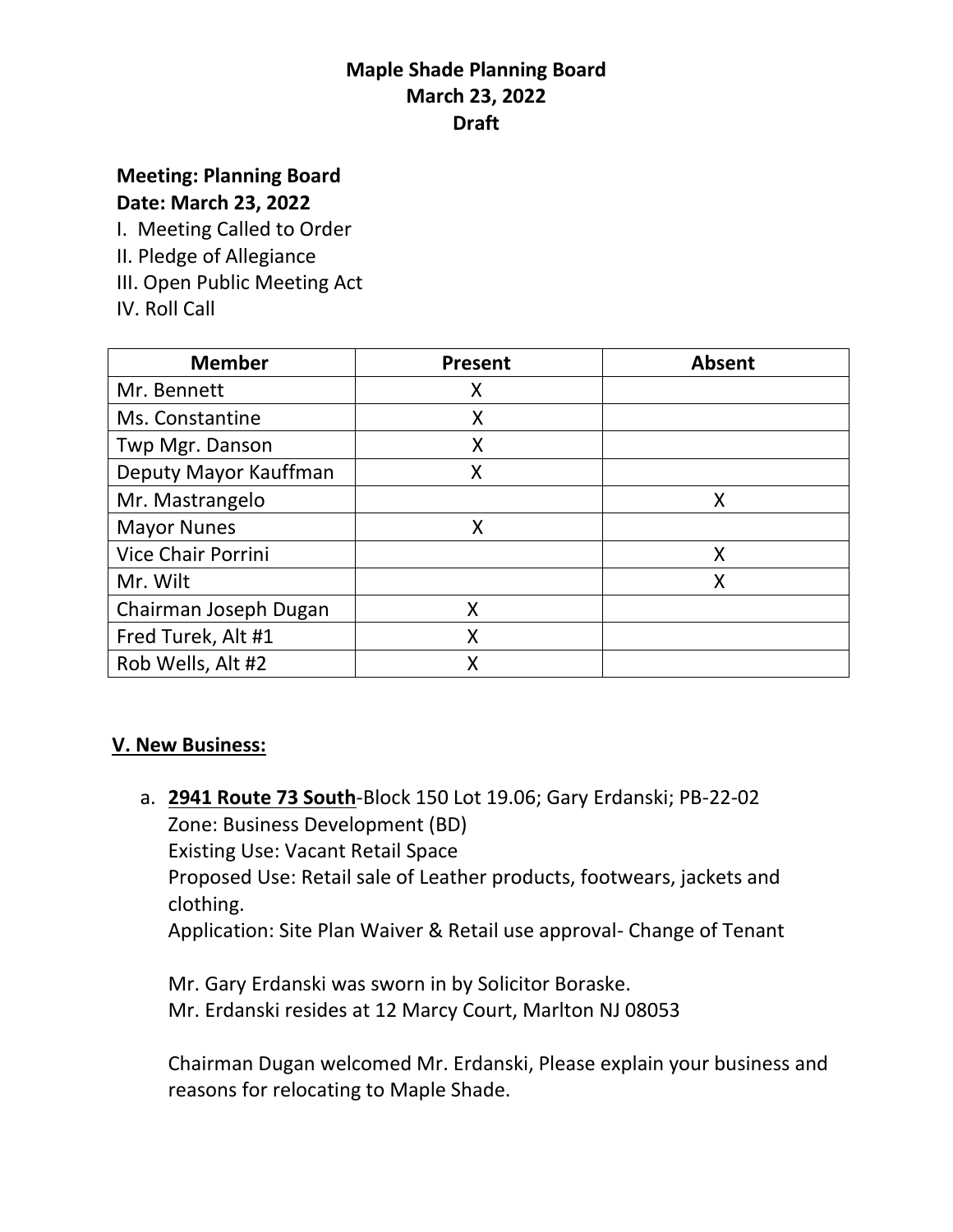# Maple Shade Planning Board
## March 23, 2022
## Draft

**Meeting: Planning Board**
**Date: March 23, 2022**

I. Meeting Called to Order
II. Pledge of Allegiance
III. Open Public Meeting Act
IV. Roll Call

| Member | Present | Absent |
| --- | --- | --- |
| Mr. Bennett | X | |
| Ms. Constantine | X | |
| Twp Mgr. Danson | X | |
| Deputy Mayor Kauffman | X | |
| Mr. Mastrangelo | | X |
| Mayor Nunes | X | |
| Vice Chair Porrini | | X |
| Mr. Wilt | | X |
| Chairman Joseph Dugan | X | |
| Fred Turek, Alt #1 | X | |
| Rob Wells, Alt #2 | X | |

**V. New Business:**

a. **2941 Route 73 South**-Block 150 Lot 19.06; Gary Erdanski; PB-22-02
Zone: Business Development (BD)
Existing Use: Vacant Retail Space
Proposed Use: Retail sale of Leather products, footwears, jackets and clothing.
Application: Site Plan Waiver & Retail use approval- Change of Tenant

Mr. Gary Erdanski was sworn in by Solicitor Boraske.
Mr. Erdanski resides at 12 Marcy Court, Marlton NJ 08053

Chairman Dugan welcomed Mr. Erdanski, Please explain your business and reasons for relocating to Maple Shade.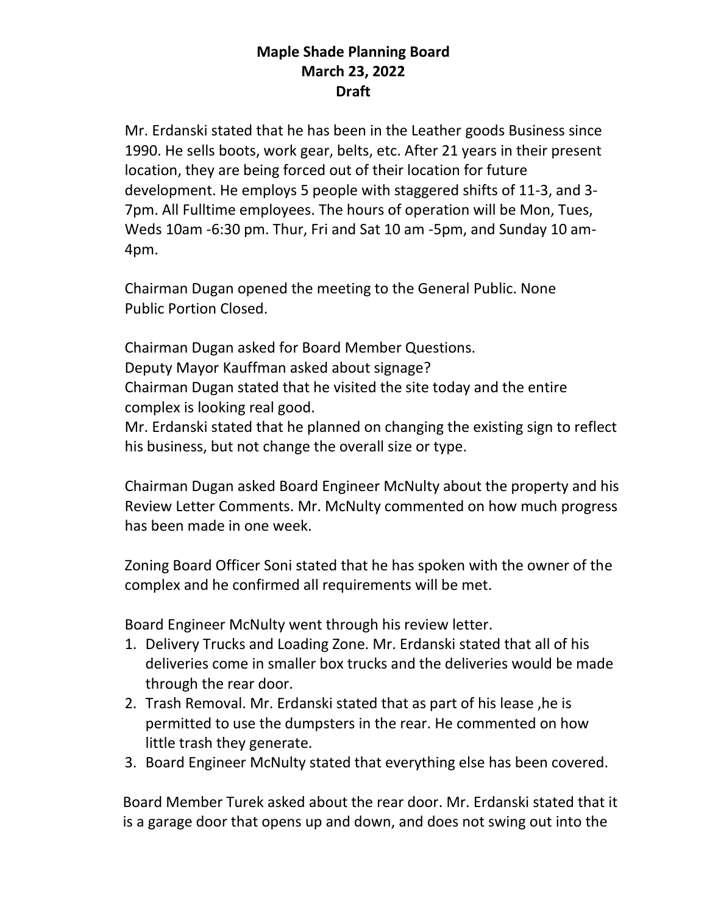**Maple Shade Planning Board**
**March 23, 2022**
**Draft**

Mr. Erdanski stated that he has been in the Leather goods Business since 1990. He sells boots, work gear, belts, etc. After 21 years in their present location, they are being forced out of their location for future development. He employs 5 people with staggered shifts of 11-3, and 3-7pm. All Fulltime employees. The hours of operation will be Mon, Tues, Weds 10am -6:30 pm. Thur, Fri and Sat 10 am -5pm, and Sunday 10 am-4pm.

Chairman Dugan opened the meeting to the General Public. None
Public Portion Closed.

Chairman Dugan asked for Board Member Questions.
Deputy Mayor Kauffman asked about signage?
Chairman Dugan stated that he visited the site today and the entire complex is looking real good.
Mr. Erdanski stated that he planned on changing the existing sign to reflect his business, but not change the overall size or type.

Chairman Dugan asked Board Engineer McNulty about the property and his Review Letter Comments. Mr. McNulty commented on how much progress has been made in one week.

Zoning Board Officer Soni stated that he has spoken with the owner of the complex and he confirmed all requirements will be met.

Board Engineer McNulty went through his review letter.

1. Delivery Trucks and Loading Zone. Mr. Erdanski stated that all of his deliveries come in smaller box trucks and the deliveries would be made through the rear door.
2. Trash Removal. Mr. Erdanski stated that as part of his lease ,he is permitted to use the dumpsters in the rear. He commented on how little trash they generate.
3. Board Engineer McNulty stated that everything else has been covered.

Board Member Turek asked about the rear door. Mr. Erdanski stated that it is a garage door that opens up and down, and does not swing out into the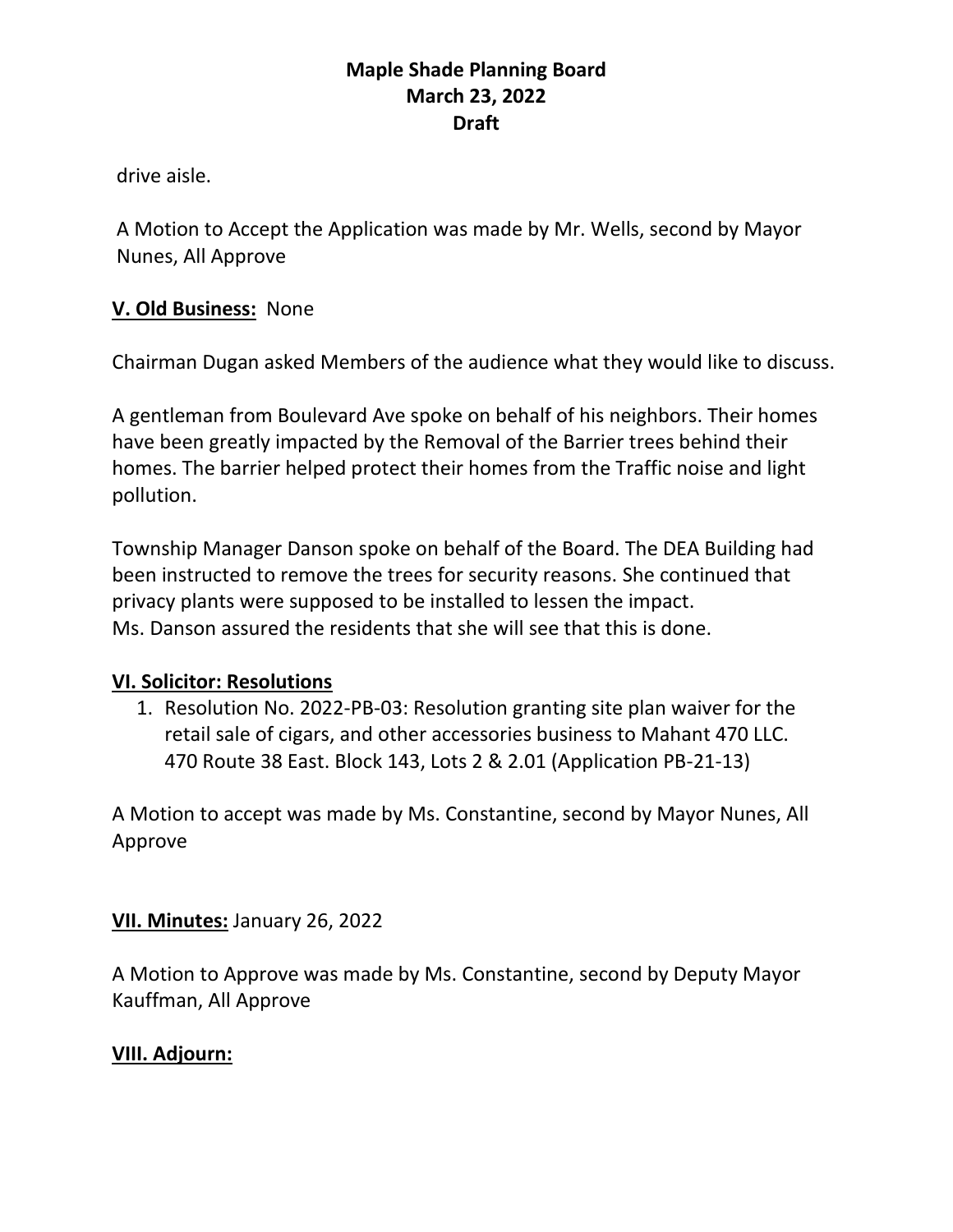drive aisle.

A Motion to Accept the Application was made by Mr. Wells, second by Mayor Nunes, All Approve

**V. Old Business:** None

Chairman Dugan asked Members of the audience what they would like to discuss.

A gentleman from Boulevard Ave spoke on behalf of his neighbors. Their homes have been greatly impacted by the Removal of the Barrier trees behind their homes. The barrier helped protect their homes from the Traffic noise and light pollution.

Township Manager Danson spoke on behalf of the Board. The DEA Building had been instructed to remove the trees for security reasons. She continued that privacy plants were supposed to be installed to lessen the impact.
Ms. Danson assured the residents that she will see that this is done.

**VI. Solicitor: Resolutions**

1. Resolution No. 2022-PB-03: Resolution granting site plan waiver for the retail sale of cigars, and other accessories business to Mahant 470 LLC. 470 Route 38 East. Block 143, Lots 2 & 2.01 (Application PB-21-13)

A Motion to accept was made by Ms. Constantine, second by Mayor Nunes, All Approve

**VII. Minutes:** January 26, 2022

A Motion to Approve was made by Ms. Constantine, second by Deputy Mayor Kauffman, All Approve

**VIII. Adjourn:**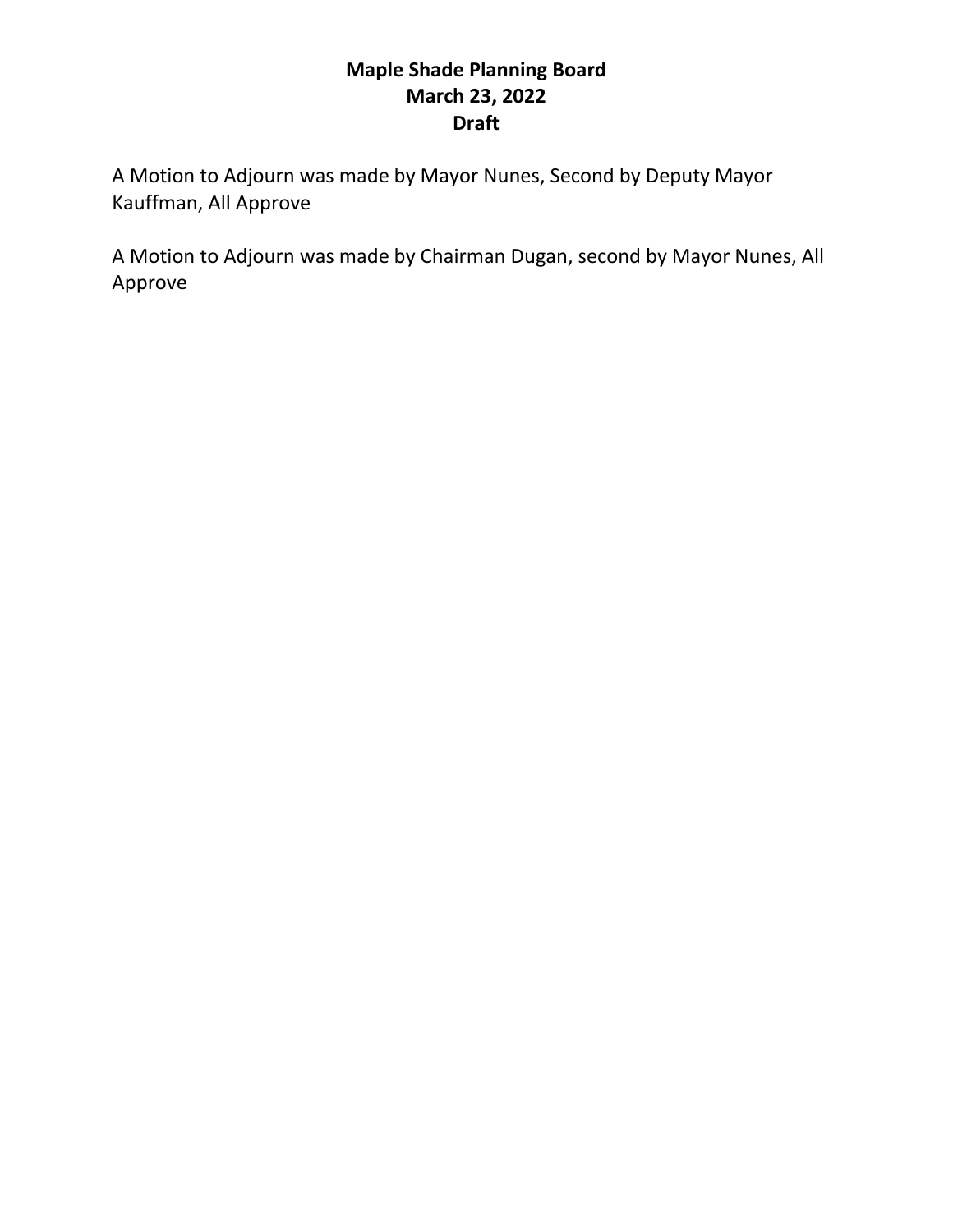**Maple Shade Planning Board**
**March 23, 2022**
**Draft**

A Motion to Adjourn was made by Mayor Nunes, Second by Deputy Mayor Kauffman, All Approve

A Motion to Adjourn was made by Chairman Dugan, second by Mayor Nunes, All Approve